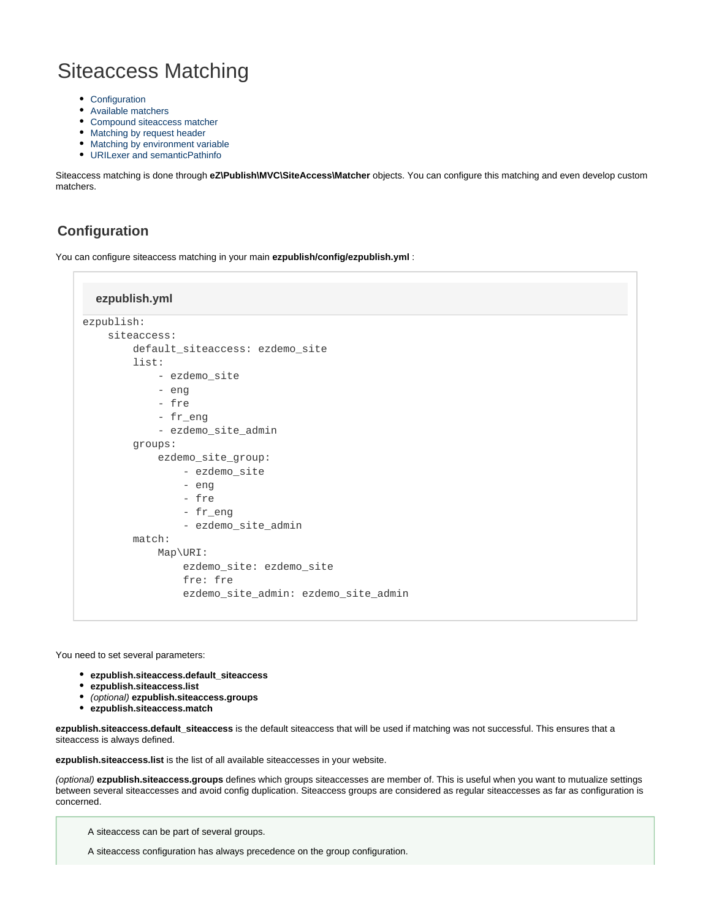# Siteaccess Matching

- Configuration
- Available matchers
- Compound siteaccess matcher
- Matching by request header
- Matching by environment variable
- URILexer and semanticPathinfo

Siteaccess matching is done through **eZ\Publish\MVC\SiteAccess\Matcher** objects. You can configure this matching and even develop custom matchers.

## Configuration

You can configure siteaccess matching in your main **ezpublish/config/ezpublish.yml** :

**ezpublish.yml**

```
ezpublish:
    siteaccess:
        default_siteaccess: ezdemo_site
        list:
            - ezdemo_site
            - eng
            - fre
            - fr_eng
            - ezdemo_site_admin
        groups:
            ezdemo_site_group:
                - ezdemo_site
                - eng
                - fre
                - fr_eng
                - ezdemo_site_admin
        match:
            Map\URI:
                ezdemo_site: ezdemo_site
                fre: fre
                ezdemo_site_admin: ezdemo_site_admin
```

You need to set several parameters:

- **ezpublish.siteaccess.default_siteaccess**
- **ezpublish.siteaccess.list**
- *(optional)* **ezpublish.siteaccess.groups**
- **ezpublish.siteaccess.match**

**ezpublish.siteaccess.default_siteaccess** is the default siteaccess that will be used if matching was not successful. This ensures that a siteaccess is always defined.

**ezpublish.siteaccess.list** is the list of all available siteaccesses in your website.

*(optional)* **ezpublish.siteaccess.groups** defines which groups siteaccesses are member of. This is useful when you want to mutualize settings between several siteaccesses and avoid config duplication. Siteaccess groups are considered as regular siteaccesses as far as configuration is concerned.

> A siteaccess can be part of several groups.
>
> A siteaccess configuration has always precedence on the group configuration.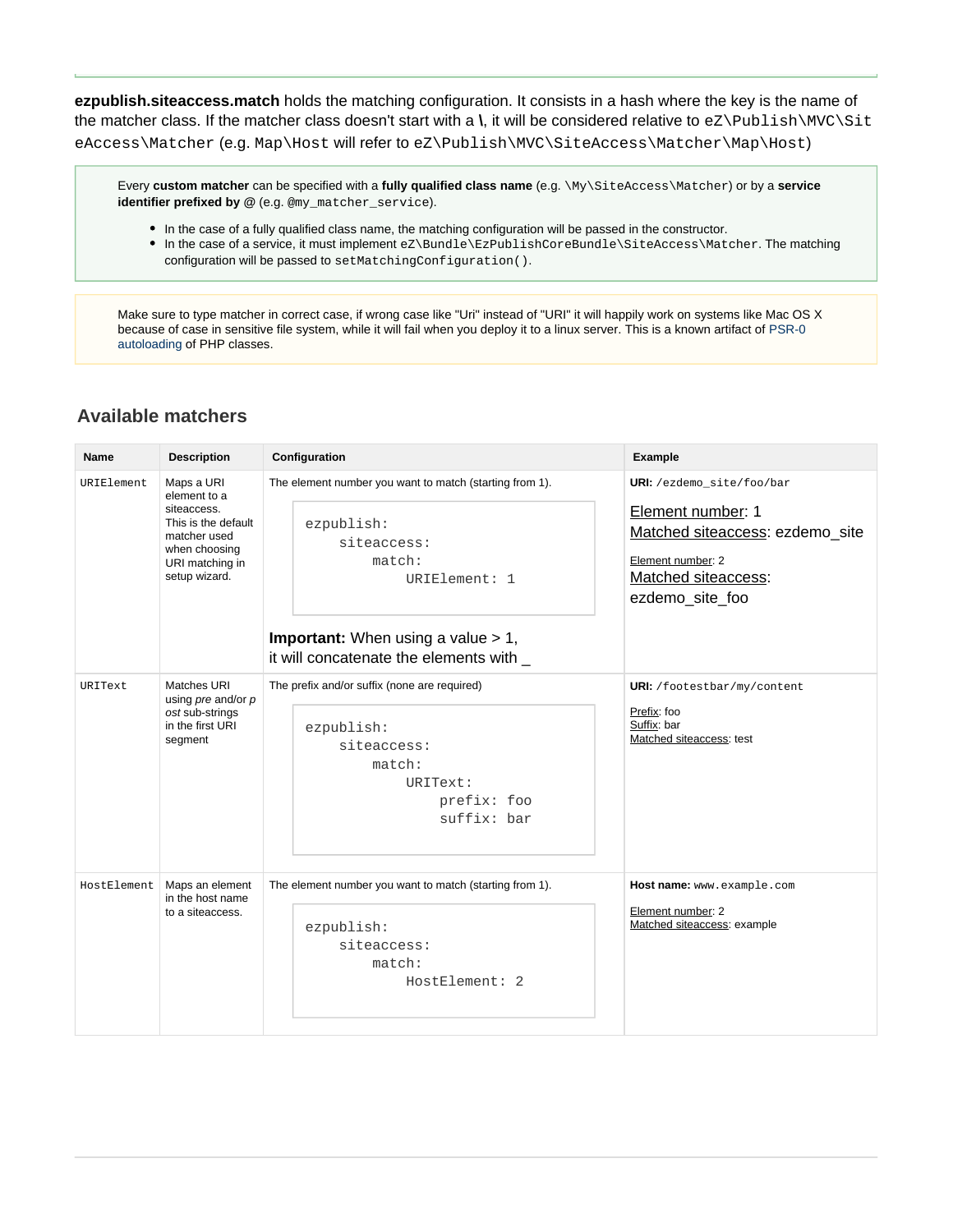**ezpublish.siteaccess.match** holds the matching configuration. It consists in a hash where the key is the name of the matcher class. If the matcher class doesn't start with a **\**, it will be considered relative to `eZ\Publish\MVC\SiteAccess\Matcher` (e.g. `Map\Host` will refer to `eZ\Publish\MVC\SiteAccess\Matcher\Map\Host`)

> Every **custom matcher** can be specified with a **fully qualified class name** (e.g. `\My\SiteAccess\Matcher`) or by a **service identifier prefixed by @** (e.g. `@my_matcher_service`).
>
> - In the case of a fully qualified class name, the matching configuration will be passed in the constructor.
> - In the case of a service, it must implement `eZ\Bundle\EzPublishCoreBundle\SiteAccess\Matcher`. The matching configuration will be passed to `setMatchingConfiguration()`.

> Make sure to type matcher in correct case, if wrong case like "Uri" instead of "URI" it will happily work on systems like Mac OS X because of case in sensitive file system, while it will fail when you deploy it to a linux server. This is a known artifact of PSR-0 autoloading of PHP classes.

## Available matchers

| Name | Description | Configuration | Example |
|---|---|---|---|
| `URIElement` | Maps a URI element to a siteaccess. This is the default matcher used when choosing URI matching in setup wizard. | The element number you want to match (starting from 1).<br><pre>ezpublish:<br>    siteaccess:<br>        match:<br>            URIElement: 1</pre><br>**Important:** When using a value > 1, it will concatenate the elements with _ | **URI:** `/ezdemo_site/foo/bar`<br><br>Element number: 1<br>Matched siteaccess: ezdemo_site<br><br>Element number: 2<br>Matched siteaccess: ezdemo_site_foo |
| `URIText` | Matches URI using *pre* and/or *post* sub-strings in the first URI segment | The prefix and/or suffix (none are required)<br><pre>ezpublish:<br>    siteaccess:<br>        match:<br>            URIText:<br>                prefix: foo<br>                suffix: bar</pre> | **URI:** `/footestbar/my/content`<br><br>Prefix: foo<br>Suffix: bar<br>Matched siteaccess: test |
| `HostElement` | Maps an element in the host name to a siteaccess. | The element number you want to match (starting from 1).<br><pre>ezpublish:<br>    siteaccess:<br>        match:<br>            HostElement: 2</pre> | **Host name:** `www.example.com`<br><br>Element number: 2<br>Matched siteaccess: example |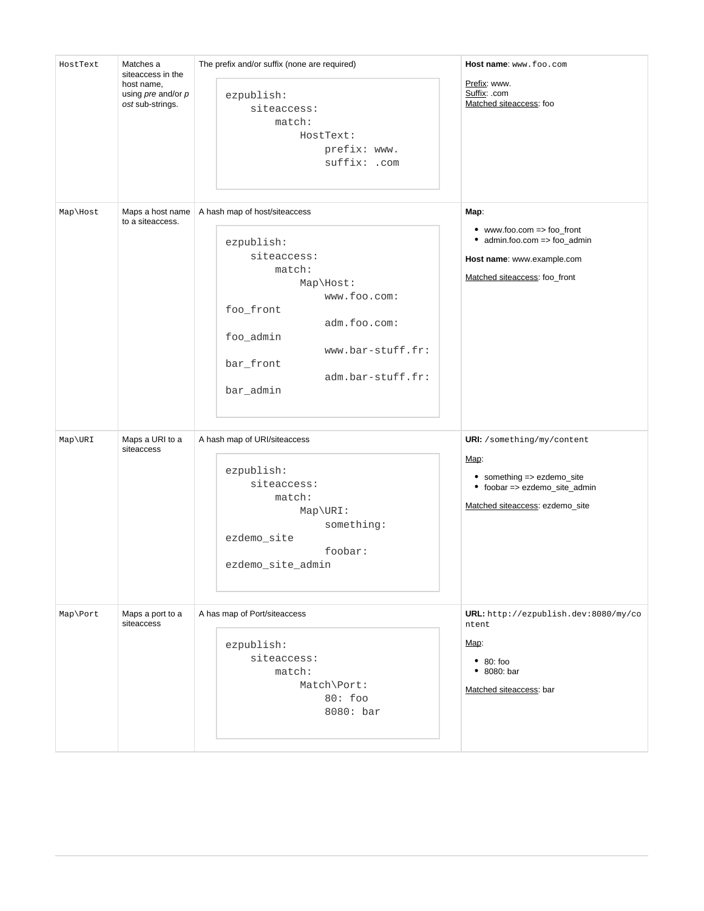| | | | |
|---|---|---|---|
| `HostText` | Matches a siteaccess in the host name, using *pre* and/or *post* sub-strings. | The prefix and/or suffix (none are required)<br><pre>ezpublish:<br>    siteaccess:<br>        match:<br>            HostText:<br>                prefix: www.<br>                suffix: .com</pre> | **Host name**: `www.foo.com`<br><br>Prefix: www.<br>Suffix: .com<br>Matched siteaccess: foo |
| `Map\Host` | Maps a host name to a siteaccess. | A hash map of host/siteaccess<br><pre>ezpublish:<br>    siteaccess:<br>        match:<br>            Map\Host:<br>                www.foo.com:<br>foo_front<br>                adm.foo.com:<br>foo_admin<br>                www.bar-stuff.fr:<br>bar_front<br>                adm.bar-stuff.fr:<br>bar_admin</pre> | **Map**:<br><br>• www.foo.com => foo_front<br>• admin.foo.com => foo_admin<br><br>**Host name**: www.example.com<br><br>Matched siteaccess: foo_front |
| `Map\URI` | Maps a URI to a siteaccess | A hash map of URI/siteaccess<br><pre>ezpublish:<br>    siteaccess:<br>        match:<br>            Map\URI:<br>                something:<br>ezdemo_site<br>                foobar:<br>ezdemo_site_admin</pre> | **URI:** `/something/my/content`<br><br>Map:<br><br>• something => ezdemo_site<br>• foobar => ezdemo_site_admin<br><br>Matched siteaccess: ezdemo_site |
| `Map\Port` | Maps a port to a siteaccess | A has map of Port/siteaccess<br><pre>ezpublish:<br>    siteaccess:<br>        match:<br>            Match\Port:<br>                80: foo<br>                8080: bar</pre> | **URL:** `http://ezpublish.dev:8080/my/content`<br><br>Map:<br><br>• 80: foo<br>• 8080: bar<br><br>Matched siteaccess: bar |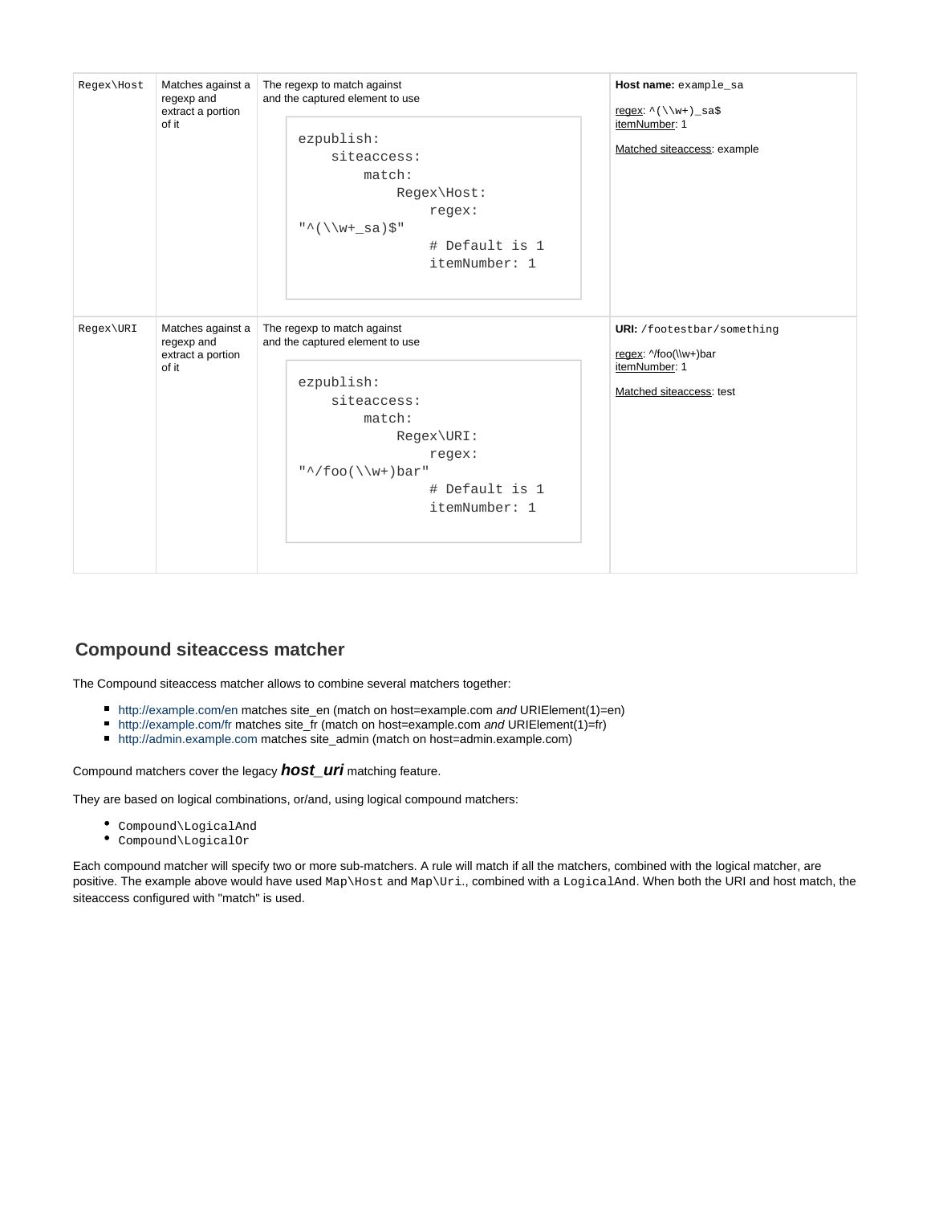| Regex\Host | Matches against a regexp and extract a portion of it | The regexp to match against and the captured element to use<br>`ezpublish:`<br>`    siteaccess:`<br>`        match:`<br>`            Regex\Host:`<br>`                regex: "^(\\w+_sa)$"`<br>`                # Default is 1`<br>`                itemNumber: 1` | **Host name:** `example_sa`<br><br><u>regex</u>: `^(\\w+)_sa$`<br><u>itemNumber</u>: 1<br><br><u>Matched siteaccess</u>: example |
|---|---|---|---|
| Regex\URI | Matches against a regexp and extract a portion of it | The regexp to match against and the captured element to use<br>`ezpublish:`<br>`    siteaccess:`<br>`        match:`<br>`            Regex\URI:`<br>`                regex: "^/foo(\\w+)bar"`<br>`                # Default is 1`<br>`                itemNumber: 1` | **URI:** `/footestbar/something`<br><br><u>regex</u>: ^/foo(\\w+)bar<br><u>itemNumber</u>: 1<br><br><u>Matched siteaccess</u>: test |

## Compound siteaccess matcher

The Compound siteaccess matcher allows to combine several matchers together:

- http://example.com/en matches site_en (match on host=example.com *and* URIElement(1)=en)
- http://example.com/fr matches site_fr (match on host=example.com *and* URIElement(1)=fr)
- http://admin.example.com matches site_admin (match on host=admin.example.com)

Compound matchers cover the legacy ***host_uri*** matching feature.

They are based on logical combinations, or/and, using logical compound matchers:

- `Compound\LogicalAnd`
- `Compound\LogicalOr`

Each compound matcher will specify two or more sub-matchers. A rule will match if all the matchers, combined with the logical matcher, are positive. The example above would have used `Map\Host` and `Map\Uri`., combined with a `LogicalAnd`. When both the URI and host match, the siteaccess configured with "match" is used.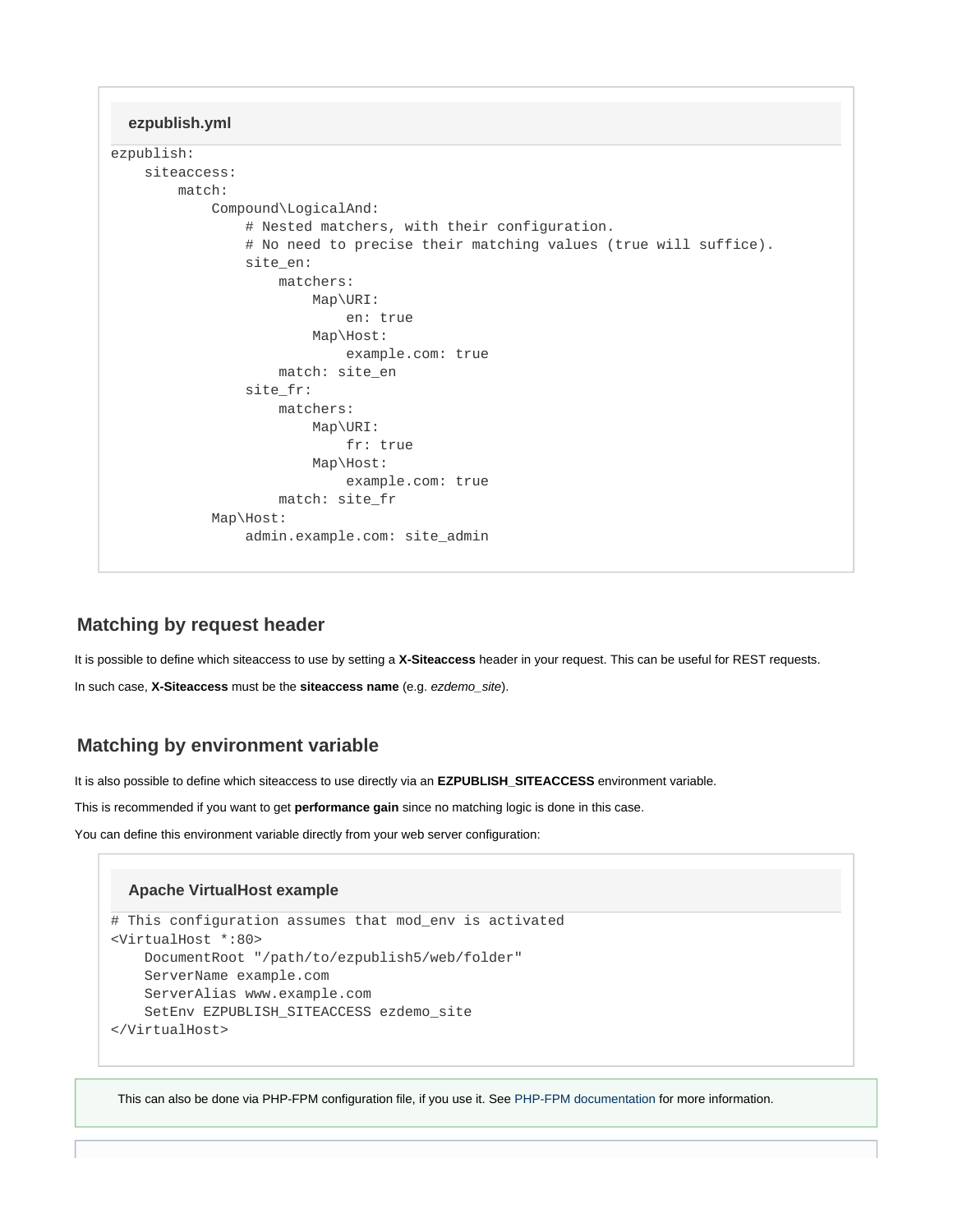**ezpublish.yml**

```
ezpublish:
    siteaccess:
        match:
            Compound\LogicalAnd:
                # Nested matchers, with their configuration.
                # No need to precise their matching values (true will suffice).
                site_en:
                    matchers:
                        Map\URI:
                            en: true
                        Map\Host:
                            example.com: true
                    match: site_en
                site_fr:
                    matchers:
                        Map\URI:
                            fr: true
                        Map\Host:
                            example.com: true
                    match: site_fr
            Map\Host:
                admin.example.com: site_admin
```

### Matching by request header

It is possible to define which siteaccess to use by setting a **X-Siteaccess** header in your request. This can be useful for REST requests.

In such case, **X-Siteaccess** must be the **siteaccess name** (e.g. *ezdemo_site*).

### Matching by environment variable

It is also possible to define which siteaccess to use directly via an **EZPUBLISH_SITEACCESS** environment variable.

This is recommended if you want to get **performance gain** since no matching logic is done in this case.

You can define this environment variable directly from your web server configuration:

**Apache VirtualHost example**

```
# This configuration assumes that mod_env is activated
<VirtualHost *:80>
    DocumentRoot "/path/to/ezpublish5/web/folder"
    ServerName example.com
    ServerAlias www.example.com
    SetEnv EZPUBLISH_SITEACCESS ezdemo_site
</VirtualHost>
```

This can also be done via PHP-FPM configuration file, if you use it. See PHP-FPM documentation for more information.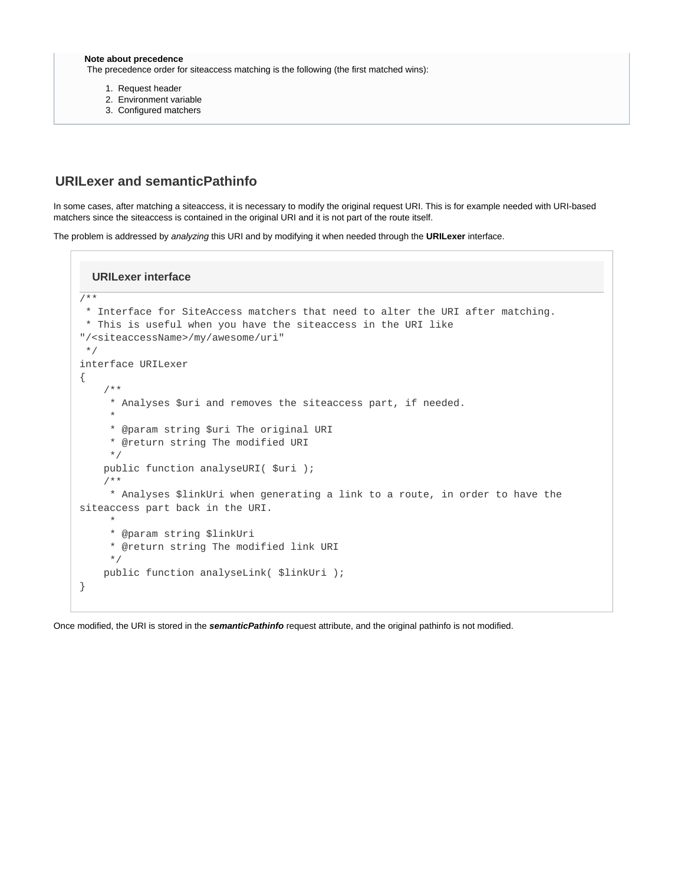**Note about precedence**

The precedence order for siteaccess matching is the following (the first matched wins):

1. Request header
2. Environment variable
3. Configured matchers

## URILexer and semanticPathinfo

In some cases, after matching a siteaccess, it is necessary to modify the original request URI. This is for example needed with URI-based matchers since the siteaccess is contained in the original URI and it is not part of the route itself.

The problem is addressed by *analyzing* this URI and by modifying it when needed through the **URILexer** interface.

**URILexer interface**

```
/**
 * Interface for SiteAccess matchers that need to alter the URI after matching.
 * This is useful when you have the siteaccess in the URI like
"/<siteaccessName>/my/awesome/uri"
 */
interface URILexer
{
    /**
     * Analyses $uri and removes the siteaccess part, if needed.
     *
     * @param string $uri The original URI
     * @return string The modified URI
     */
    public function analyseURI( $uri );
    /**
     * Analyses $linkUri when generating a link to a route, in order to have the
siteaccess part back in the URI.
     *
     * @param string $linkUri
     * @return string The modified link URI
     */
    public function analyseLink( $linkUri );
}
```

Once modified, the URI is stored in the ***semanticPathinfo*** request attribute, and the original pathinfo is not modified.